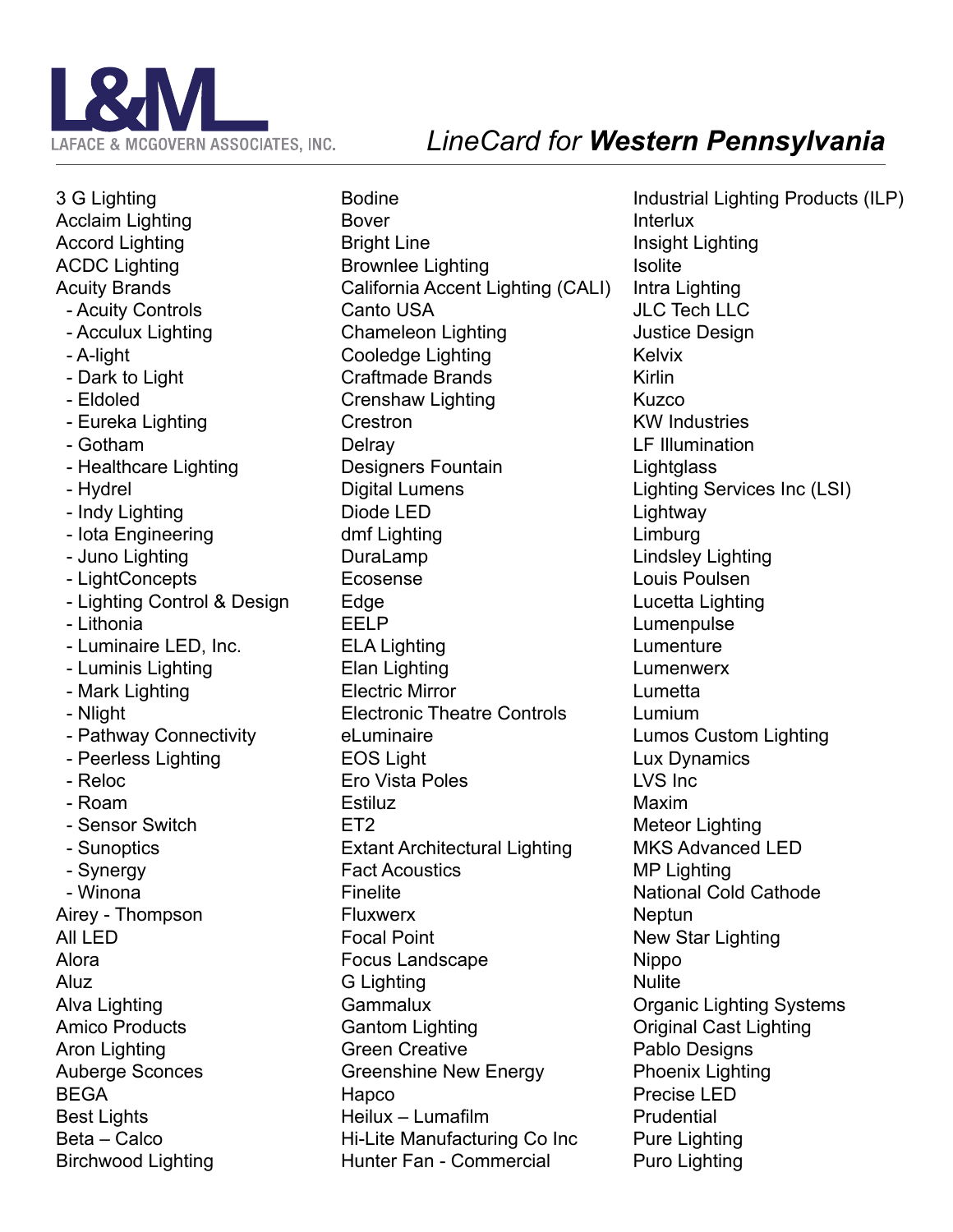L&M

LAFACE & MCGOVERN ASSOCIATES, INC.

# *LineCard for* ***Western Pennsylvania***

- 3 G Lighting
- Acclaim Lighting
- Accord Lighting
- ACDC Lighting
- Acuity Brands
  - Acuity Controls
  - Acculux Lighting
  - A-light
  - Dark to Light
  - Eldoled
  - Eureka Lighting
  - Gotham
  - Healthcare Lighting
  - Hydrel
  - Indy Lighting
  - Iota Engineering
  - Juno Lighting
  - LightConcepts
  - Lighting Control & Design
  - Lithonia
  - Luminaire LED, Inc.
  - Luminis Lighting
  - Mark Lighting
  - Nlight
  - Pathway Connectivity
  - Peerless Lighting
  - Reloc
  - Roam
  - Sensor Switch
  - Sunoptics
  - Synergy
  - Winona
- Airey - Thompson
- All LED
- Alora
- Aluz
- Alva Lighting
- Amico Products
- Aron Lighting
- Auberge Sconces
- BEGA
- Best Lights
- Beta – Calco
- Birchwood Lighting
- Bodine
- Bover
- Bright Line
- Brownlee Lighting
- California Accent Lighting (CALI)
- Canto USA
- Chameleon Lighting
- Cooledge Lighting
- Craftmade Brands
- Crenshaw Lighting
- Crestron
- Delray
- Designers Fountain
- Digital Lumens
- Diode LED
- dmf Lighting
- DuraLamp
- Ecosense
- Edge
- EELP
- ELA Lighting
- Elan Lighting
- Electric Mirror
- Electronic Theatre Controls
- eLuminaire
- EOS Light
- Ero Vista Poles
- Estiluz
- ET2
- Extant Architectural Lighting
- Fact Acoustics
- Finelite
- Fluxwerx
- Focal Point
- Focus Landscape
- G Lighting
- Gammalux
- Gantom Lighting
- Green Creative
- Greenshine New Energy
- Hapco
- Heilux – Lumafilm
- Hi-Lite Manufacturing Co Inc
- Hunter Fan - Commercial
- Industrial Lighting Products (ILP)
- Interlux
- Insight Lighting
- Isolite
- Intra Lighting
- JLC Tech LLC
- Justice Design
- Kelvix
- Kirlin
- Kuzco
- KW Industries
- LF Illumination
- Lightglass
- Lighting Services Inc (LSI)
- Lightway
- Limburg
- Lindsley Lighting
- Louis Poulsen
- Lucetta Lighting
- Lumenpulse
- Lumenture
- Lumenwerx
- Lumetta
- Lumium
- Lumos Custom Lighting
- Lux Dynamics
- LVS Inc
- Maxim
- Meteor Lighting
- MKS Advanced LED
- MP Lighting
- National Cold Cathode
- Neptun
- New Star Lighting
- Nippo
- Nulite
- Organic Lighting Systems
- Original Cast Lighting
- Pablo Designs
- Phoenix Lighting
- Precise LED
- Prudential
- Pure Lighting
- Puro Lighting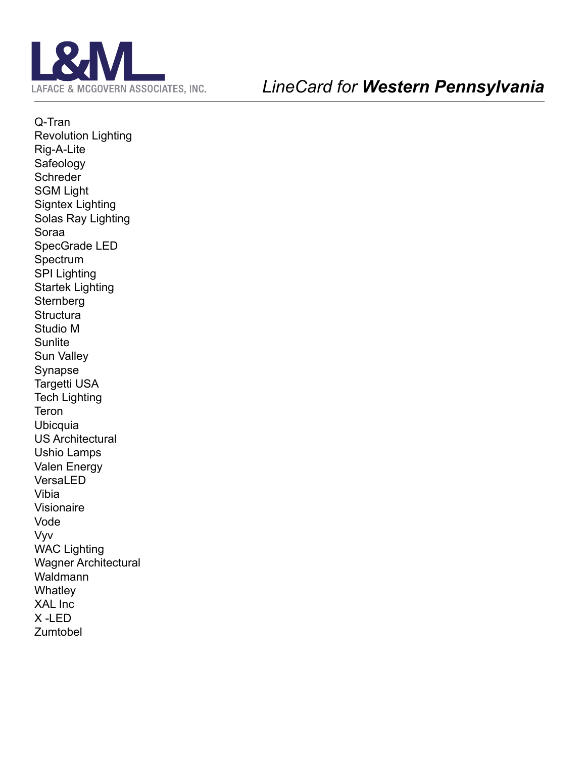L&M

LAFACE & MCGOVERN ASSOCIATES, INC.

*LineCard for **Western Pennsylvania***

Q-Tran
Revolution Lighting
Rig-A-Lite
Safeology
Schreder
SGM Light
Signtex Lighting
Solas Ray Lighting
Soraa
SpecGrade LED
Spectrum
SPI Lighting
Startek Lighting
Sternberg
Structura
Studio M
Sunlite
Sun Valley
Synapse
Targetti USA
Tech Lighting
Teron
Ubicquia
US Architectural
Ushio Lamps
Valen Energy
VersaLED
Vibia
Visionaire
Vode
Vyv
WAC Lighting
Wagner Architectural
Waldmann
Whatley
XAL Inc
X -LED
Zumtobel